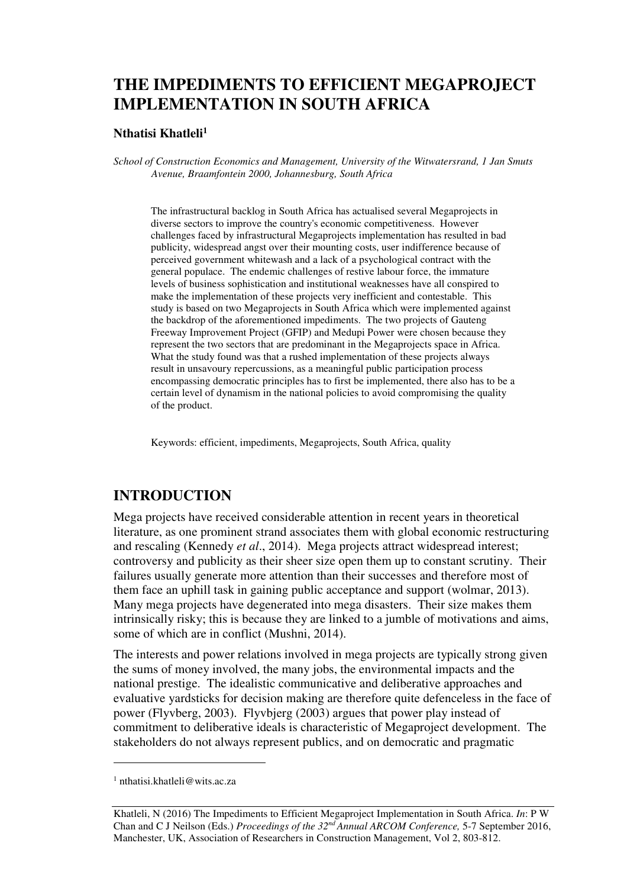# THE IMPEDIMENTS TO EFFICIENT MEGAPROJECT IMPLEMENTATION IN SOUTH AFRICA

**Nthatisi Khatleli**[1]

*School of Construction Economics and Management, University of the Witwatersrand, 1 Jan Smuts Avenue, Braamfontein 2000, Johannesburg, South Africa*

The infrastructural backlog in South Africa has actualised several Megaprojects in diverse sectors to improve the country's economic competitiveness. However challenges faced by infrastructural Megaprojects implementation has resulted in bad publicity, widespread angst over their mounting costs, user indifference because of perceived government whitewash and a lack of a psychological contract with the general populace. The endemic challenges of restive labour force, the immature levels of business sophistication and institutional weaknesses have all conspired to make the implementation of these projects very inefficient and contestable. This study is based on two Megaprojects in South Africa which were implemented against the backdrop of the aforementioned impediments. The two projects of Gauteng Freeway Improvement Project (GFIP) and Medupi Power were chosen because they represent the two sectors that are predominant in the Megaprojects space in Africa. What the study found was that a rushed implementation of these projects always result in unsavoury repercussions, as a meaningful public participation process encompassing democratic principles has to first be implemented, there also has to be a certain level of dynamism in the national policies to avoid compromising the quality of the product.

Keywords: efficient, impediments, Megaprojects, South Africa, quality

## INTRODUCTION

Mega projects have received considerable attention in recent years in theoretical literature, as one prominent strand associates them with global economic restructuring and rescaling (Kennedy *et al*., 2014). Mega projects attract widespread interest; controversy and publicity as their sheer size open them up to constant scrutiny. Their failures usually generate more attention than their successes and therefore most of them face an uphill task in gaining public acceptance and support (wolmar, 2013). Many mega projects have degenerated into mega disasters. Their size makes them intrinsically risky; this is because they are linked to a jumble of motivations and aims, some of which are in conflict (Mushni, 2014).

The interests and power relations involved in mega projects are typically strong given the sums of money involved, the many jobs, the environmental impacts and the national prestige. The idealistic communicative and deliberative approaches and evaluative yardsticks for decision making are therefore quite defenceless in the face of power (Flyvberg, 2003). Flyvbjerg (2003) argues that power play instead of commitment to deliberative ideals is characteristic of Megaproject development. The stakeholders do not always represent publics, and on democratic and pragmatic

[1] nthatisi.khatleli@wits.ac.za

Khatleli, N (2016) The Impediments to Efficient Megaproject Implementation in South Africa. *In*: P W Chan and C J Neilson (Eds.) *Proceedings of the 32nd Annual ARCOM Conference,* 5-7 September 2016, Manchester, UK, Association of Researchers in Construction Management, Vol 2, 803-812.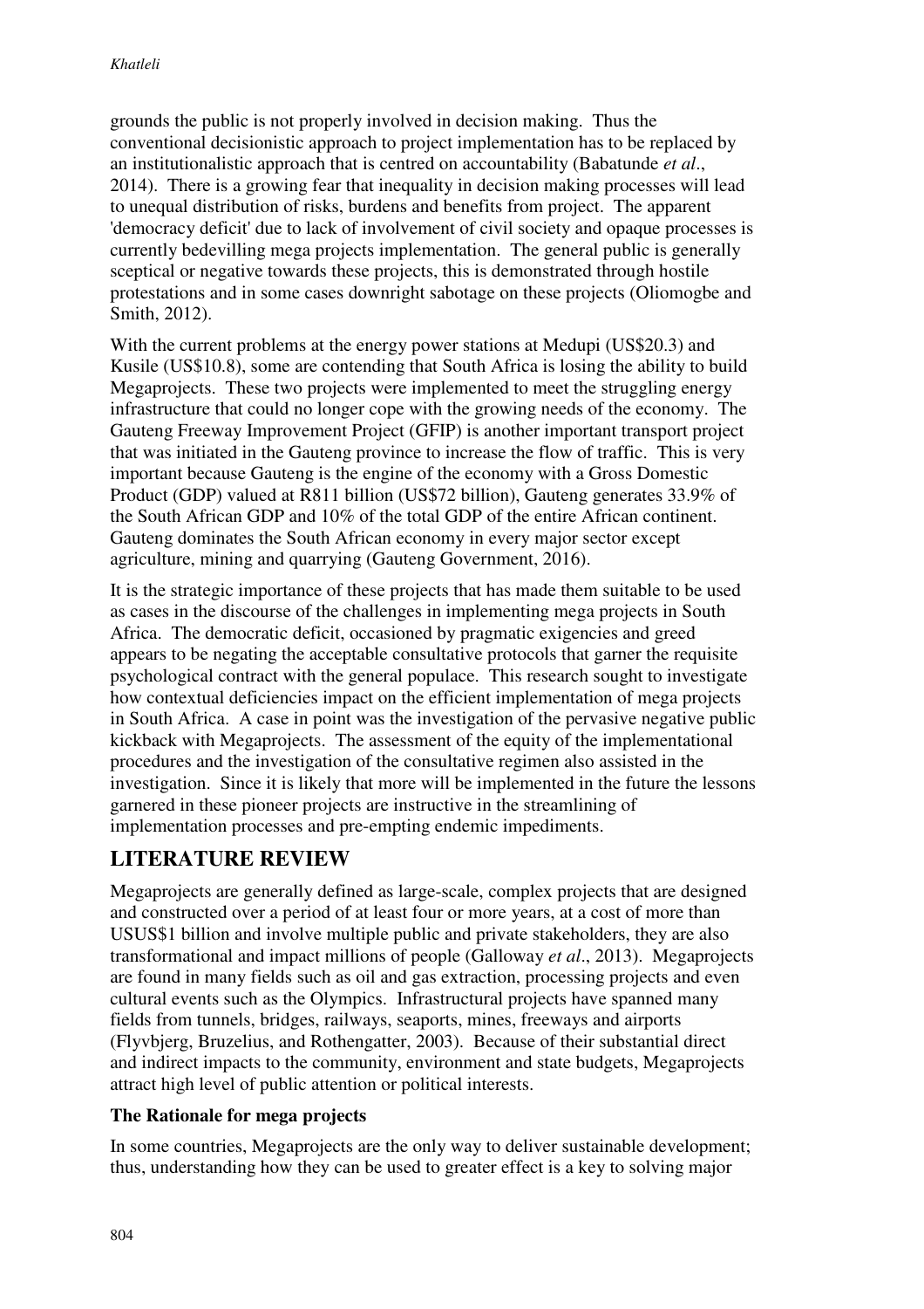grounds the public is not properly involved in decision making. Thus the conventional decisionistic approach to project implementation has to be replaced by an institutionalistic approach that is centred on accountability (Babatunde *et al*., 2014). There is a growing fear that inequality in decision making processes will lead to unequal distribution of risks, burdens and benefits from project. The apparent 'democracy deficit' due to lack of involvement of civil society and opaque processes is currently bedevilling mega projects implementation. The general public is generally sceptical or negative towards these projects, this is demonstrated through hostile protestations and in some cases downright sabotage on these projects (Oliomogbe and Smith, 2012).

With the current problems at the energy power stations at Medupi (US$20.3) and Kusile (US$10.8), some are contending that South Africa is losing the ability to build Megaprojects. These two projects were implemented to meet the struggling energy infrastructure that could no longer cope with the growing needs of the economy. The Gauteng Freeway Improvement Project (GFIP) is another important transport project that was initiated in the Gauteng province to increase the flow of traffic. This is very important because Gauteng is the engine of the economy with a Gross Domestic Product (GDP) valued at R811 billion (US$72 billion), Gauteng generates 33.9% of the South African GDP and 10% of the total GDP of the entire African continent. Gauteng dominates the South African economy in every major sector except agriculture, mining and quarrying (Gauteng Government, 2016).

It is the strategic importance of these projects that has made them suitable to be used as cases in the discourse of the challenges in implementing mega projects in South Africa. The democratic deficit, occasioned by pragmatic exigencies and greed appears to be negating the acceptable consultative protocols that garner the requisite psychological contract with the general populace. This research sought to investigate how contextual deficiencies impact on the efficient implementation of mega projects in South Africa. A case in point was the investigation of the pervasive negative public kickback with Megaprojects. The assessment of the equity of the implementational procedures and the investigation of the consultative regimen also assisted in the investigation. Since it is likely that more will be implemented in the future the lessons garnered in these pioneer projects are instructive in the streamlining of implementation processes and pre-empting endemic impediments.

## LITERATURE REVIEW

Megaprojects are generally defined as large-scale, complex projects that are designed and constructed over a period of at least four or more years, at a cost of more than USUS$1 billion and involve multiple public and private stakeholders, they are also transformational and impact millions of people (Galloway *et al*., 2013). Megaprojects are found in many fields such as oil and gas extraction, processing projects and even cultural events such as the Olympics. Infrastructural projects have spanned many fields from tunnels, bridges, railways, seaports, mines, freeways and airports (Flyvbjerg, Bruzelius, and Rothengatter, 2003). Because of their substantial direct and indirect impacts to the community, environment and state budgets, Megaprojects attract high level of public attention or political interests.

### The Rationale for mega projects

In some countries, Megaprojects are the only way to deliver sustainable development; thus, understanding how they can be used to greater effect is a key to solving major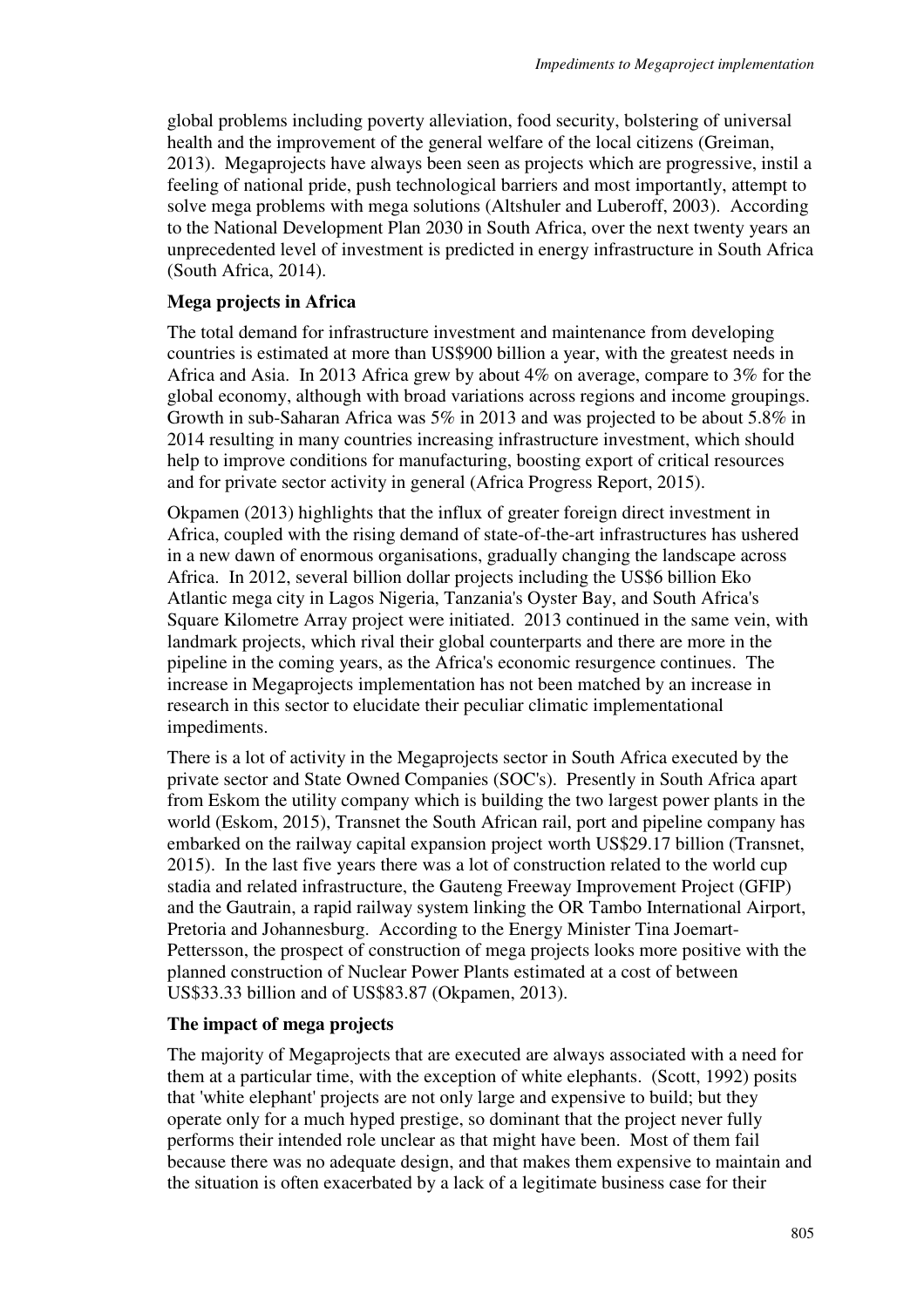global problems including poverty alleviation, food security, bolstering of universal health and the improvement of the general welfare of the local citizens (Greiman, 2013). Megaprojects have always been seen as projects which are progressive, instil a feeling of national pride, push technological barriers and most importantly, attempt to solve mega problems with mega solutions (Altshuler and Luberoff, 2003). According to the National Development Plan 2030 in South Africa, over the next twenty years an unprecedented level of investment is predicted in energy infrastructure in South Africa (South Africa, 2014).

**Mega projects in Africa**

The total demand for infrastructure investment and maintenance from developing countries is estimated at more than US$900 billion a year, with the greatest needs in Africa and Asia. In 2013 Africa grew by about 4% on average, compare to 3% for the global economy, although with broad variations across regions and income groupings. Growth in sub-Saharan Africa was 5% in 2013 and was projected to be about 5.8% in 2014 resulting in many countries increasing infrastructure investment, which should help to improve conditions for manufacturing, boosting export of critical resources and for private sector activity in general (Africa Progress Report, 2015).

Okpamen (2013) highlights that the influx of greater foreign direct investment in Africa, coupled with the rising demand of state-of-the-art infrastructures has ushered in a new dawn of enormous organisations, gradually changing the landscape across Africa. In 2012, several billion dollar projects including the US$6 billion Eko Atlantic mega city in Lagos Nigeria, Tanzania's Oyster Bay, and South Africa's Square Kilometre Array project were initiated. 2013 continued in the same vein, with landmark projects, which rival their global counterparts and there are more in the pipeline in the coming years, as the Africa's economic resurgence continues. The increase in Megaprojects implementation has not been matched by an increase in research in this sector to elucidate their peculiar climatic implementational impediments.

There is a lot of activity in the Megaprojects sector in South Africa executed by the private sector and State Owned Companies (SOC's). Presently in South Africa apart from Eskom the utility company which is building the two largest power plants in the world (Eskom, 2015), Transnet the South African rail, port and pipeline company has embarked on the railway capital expansion project worth US$29.17 billion (Transnet, 2015). In the last five years there was a lot of construction related to the world cup stadia and related infrastructure, the Gauteng Freeway Improvement Project (GFIP) and the Gautrain, a rapid railway system linking the OR Tambo International Airport, Pretoria and Johannesburg. According to the Energy Minister Tina Joemart-Pettersson, the prospect of construction of mega projects looks more positive with the planned construction of Nuclear Power Plants estimated at a cost of between US$33.33 billion and of US$83.87 (Okpamen, 2013).

**The impact of mega projects**

The majority of Megaprojects that are executed are always associated with a need for them at a particular time, with the exception of white elephants. (Scott, 1992) posits that 'white elephant' projects are not only large and expensive to build; but they operate only for a much hyped prestige, so dominant that the project never fully performs their intended role unclear as that might have been. Most of them fail because there was no adequate design, and that makes them expensive to maintain and the situation is often exacerbated by a lack of a legitimate business case for their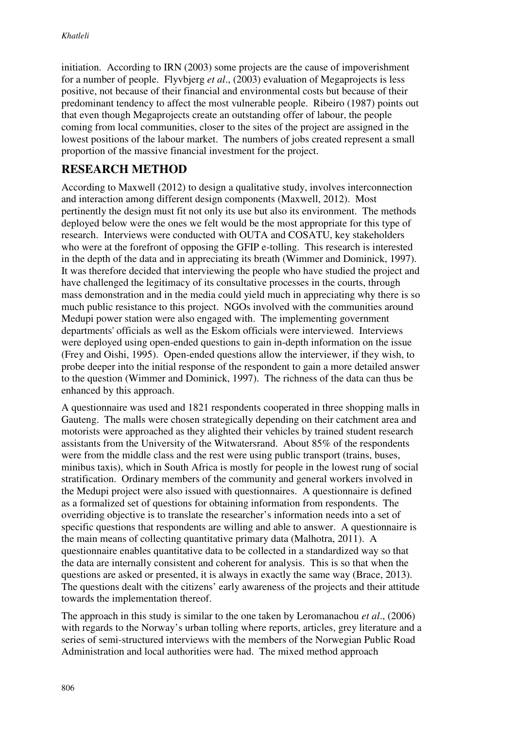initiation. According to IRN (2003) some projects are the cause of impoverishment for a number of people. Flyvbjerg *et al*., (2003) evaluation of Megaprojects is less positive, not because of their financial and environmental costs but because of their predominant tendency to affect the most vulnerable people. Ribeiro (1987) points out that even though Megaprojects create an outstanding offer of labour, the people coming from local communities, closer to the sites of the project are assigned in the lowest positions of the labour market. The numbers of jobs created represent a small proportion of the massive financial investment for the project.

## RESEARCH METHOD

According to Maxwell (2012) to design a qualitative study, involves interconnection and interaction among different design components (Maxwell, 2012). Most pertinently the design must fit not only its use but also its environment. The methods deployed below were the ones we felt would be the most appropriate for this type of research. Interviews were conducted with OUTA and COSATU, key stakeholders who were at the forefront of opposing the GFIP e-tolling. This research is interested in the depth of the data and in appreciating its breath (Wimmer and Dominick, 1997). It was therefore decided that interviewing the people who have studied the project and have challenged the legitimacy of its consultative processes in the courts, through mass demonstration and in the media could yield much in appreciating why there is so much public resistance to this project. NGOs involved with the communities around Medupi power station were also engaged with. The implementing government departments' officials as well as the Eskom officials were interviewed. Interviews were deployed using open-ended questions to gain in-depth information on the issue (Frey and Oishi, 1995). Open-ended questions allow the interviewer, if they wish, to probe deeper into the initial response of the respondent to gain a more detailed answer to the question (Wimmer and Dominick, 1997). The richness of the data can thus be enhanced by this approach.

A questionnaire was used and 1821 respondents cooperated in three shopping malls in Gauteng. The malls were chosen strategically depending on their catchment area and motorists were approached as they alighted their vehicles by trained student research assistants from the University of the Witwatersrand. About 85% of the respondents were from the middle class and the rest were using public transport (trains, buses, minibus taxis), which in South Africa is mostly for people in the lowest rung of social stratification. Ordinary members of the community and general workers involved in the Medupi project were also issued with questionnaires. A questionnaire is defined as a formalized set of questions for obtaining information from respondents. The overriding objective is to translate the researcher's information needs into a set of specific questions that respondents are willing and able to answer. A questionnaire is the main means of collecting quantitative primary data (Malhotra, 2011). A questionnaire enables quantitative data to be collected in a standardized way so that the data are internally consistent and coherent for analysis. This is so that when the questions are asked or presented, it is always in exactly the same way (Brace, 2013). The questions dealt with the citizens' early awareness of the projects and their attitude towards the implementation thereof.

The approach in this study is similar to the one taken by Leromanachou *et al*., (2006) with regards to the Norway's urban tolling where reports, articles, grey literature and a series of semi-structured interviews with the members of the Norwegian Public Road Administration and local authorities were had. The mixed method approach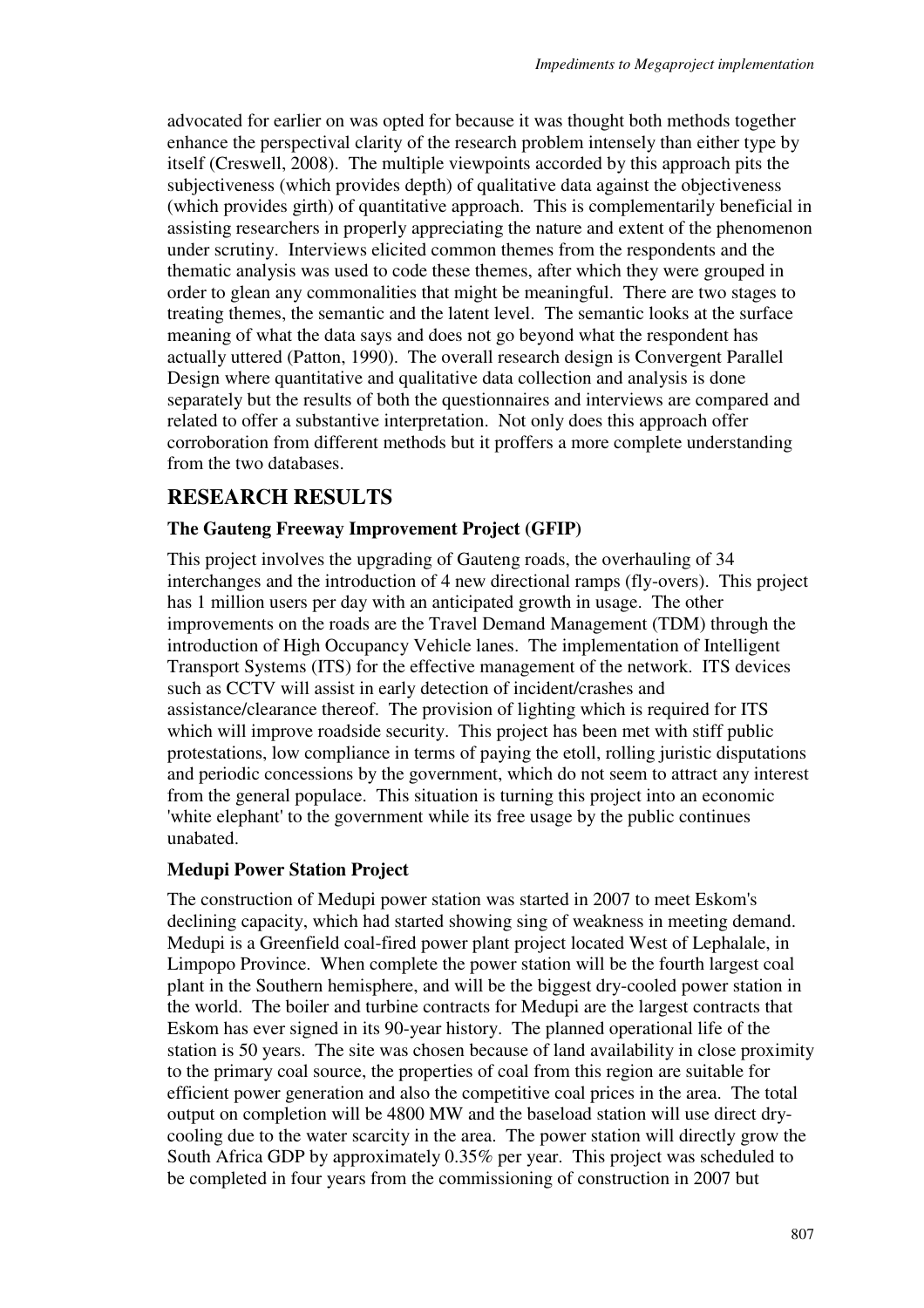advocated for earlier on was opted for because it was thought both methods together enhance the perspectival clarity of the research problem intensely than either type by itself (Creswell, 2008). The multiple viewpoints accorded by this approach pits the subjectiveness (which provides depth) of qualitative data against the objectiveness (which provides girth) of quantitative approach. This is complementarily beneficial in assisting researchers in properly appreciating the nature and extent of the phenomenon under scrutiny. Interviews elicited common themes from the respondents and the thematic analysis was used to code these themes, after which they were grouped in order to glean any commonalities that might be meaningful. There are two stages to treating themes, the semantic and the latent level. The semantic looks at the surface meaning of what the data says and does not go beyond what the respondent has actually uttered (Patton, 1990). The overall research design is Convergent Parallel Design where quantitative and qualitative data collection and analysis is done separately but the results of both the questionnaires and interviews are compared and related to offer a substantive interpretation. Not only does this approach offer corroboration from different methods but it proffers a more complete understanding from the two databases.

## RESEARCH RESULTS

### The Gauteng Freeway Improvement Project (GFIP)

This project involves the upgrading of Gauteng roads, the overhauling of 34 interchanges and the introduction of 4 new directional ramps (fly-overs). This project has 1 million users per day with an anticipated growth in usage. The other improvements on the roads are the Travel Demand Management (TDM) through the introduction of High Occupancy Vehicle lanes. The implementation of Intelligent Transport Systems (ITS) for the effective management of the network. ITS devices such as CCTV will assist in early detection of incident/crashes and assistance/clearance thereof. The provision of lighting which is required for ITS which will improve roadside security. This project has been met with stiff public protestations, low compliance in terms of paying the etoll, rolling juristic disputations and periodic concessions by the government, which do not seem to attract any interest from the general populace. This situation is turning this project into an economic 'white elephant' to the government while its free usage by the public continues unabated.

### Medupi Power Station Project

The construction of Medupi power station was started in 2007 to meet Eskom's declining capacity, which had started showing sing of weakness in meeting demand. Medupi is a Greenfield coal-fired power plant project located West of Lephalale, in Limpopo Province. When complete the power station will be the fourth largest coal plant in the Southern hemisphere, and will be the biggest dry-cooled power station in the world. The boiler and turbine contracts for Medupi are the largest contracts that Eskom has ever signed in its 90-year history. The planned operational life of the station is 50 years. The site was chosen because of land availability in close proximity to the primary coal source, the properties of coal from this region are suitable for efficient power generation and also the competitive coal prices in the area. The total output on completion will be 4800 MW and the baseload station will use direct dry-cooling due to the water scarcity in the area. The power station will directly grow the South Africa GDP by approximately 0.35% per year. This project was scheduled to be completed in four years from the commissioning of construction in 2007 but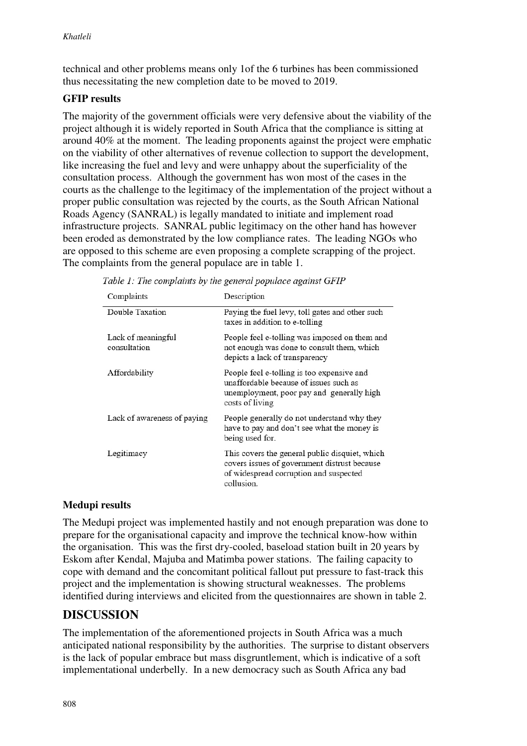technical and other problems means only 1of the 6 turbines has been commissioned thus necessitating the new completion date to be moved to 2019.

### GFIP results

The majority of the government officials were very defensive about the viability of the project although it is widely reported in South Africa that the compliance is sitting at around 40% at the moment. The leading proponents against the project were emphatic on the viability of other alternatives of revenue collection to support the development, like increasing the fuel and levy and were unhappy about the superficiality of the consultation process. Although the government has won most of the cases in the courts as the challenge to the legitimacy of the implementation of the project without a proper public consultation was rejected by the courts, as the South African National Roads Agency (SANRAL) is legally mandated to initiate and implement road infrastructure projects. SANRAL public legitimacy on the other hand has however been eroded as demonstrated by the low compliance rates. The leading NGOs who are opposed to this scheme are even proposing a complete scrapping of the project. The complaints from the general populace are in table 1.

*Table 1: The complaints by the general populace against GFIP*

| Complaints | Description |
|---|---|
| Double Taxation | Paying the fuel levy, toll gates and other such taxes in addition to e-tolling |
| Lack of meaningful consultation | People feel e-tolling was imposed on them and not enough was done to consult them, which depicts a lack of transparency |
| Affordability | People feel e-tolling is too expensive and unaffordable because of issues such as unemployment, poor pay and generally high costs of living |
| Lack of awareness of paying | People generally do not understand why they have to pay and don't see what the money is being used for. |
| Legitimacy | This covers the general public disquiet, which covers issues of government distrust because of widespread corruption and suspected collusion. |

### Medupi results

The Medupi project was implemented hastily and not enough preparation was done to prepare for the organisational capacity and improve the technical know-how within the organisation. This was the first dry-cooled, baseload station built in 20 years by Eskom after Kendal, Majuba and Matimba power stations. The failing capacity to cope with demand and the concomitant political fallout put pressure to fast-track this project and the implementation is showing structural weaknesses. The problems identified during interviews and elicited from the questionnaires are shown in table 2.

## DISCUSSION

The implementation of the aforementioned projects in South Africa was a much anticipated national responsibility by the authorities. The surprise to distant observers is the lack of popular embrace but mass disgruntlement, which is indicative of a soft implementational underbelly. In a new democracy such as South Africa any bad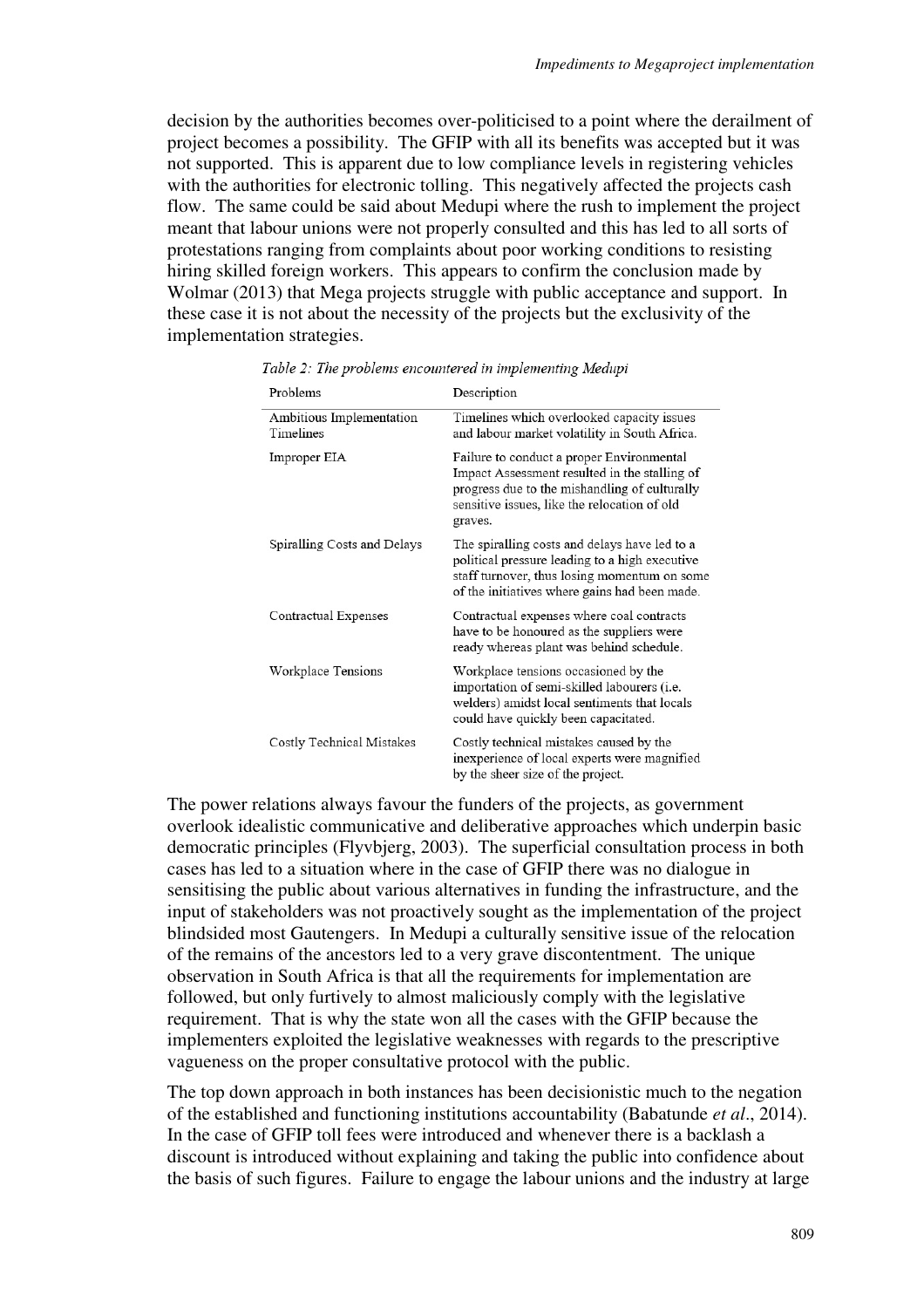decision by the authorities becomes over-politicised to a point where the derailment of project becomes a possibility. The GFIP with all its benefits was accepted but it was not supported. This is apparent due to low compliance levels in registering vehicles with the authorities for electronic tolling. This negatively affected the projects cash flow. The same could be said about Medupi where the rush to implement the project meant that labour unions were not properly consulted and this has led to all sorts of protestations ranging from complaints about poor working conditions to resisting hiring skilled foreign workers. This appears to confirm the conclusion made by Wolmar (2013) that Mega projects struggle with public acceptance and support. In these case it is not about the necessity of the projects but the exclusivity of the implementation strategies.

*Table 2: The problems encountered in implementing Medupi*

| Problems | Description |
|---|---|
| Ambitious Implementation Timelines | Timelines which overlooked capacity issues and labour market volatility in South Africa. |
| Improper EIA | Failure to conduct a proper Environmental Impact Assessment resulted in the stalling of progress due to the mishandling of culturally sensitive issues, like the relocation of old graves. |
| Spiralling Costs and Delays | The spiralling costs and delays have led to a political pressure leading to a high executive staff turnover, thus losing momentum on some of the initiatives where gains had been made. |
| Contractual Expenses | Contractual expenses where coal contracts have to be honoured as the suppliers were ready whereas plant was behind schedule. |
| Workplace Tensions | Workplace tensions occasioned by the importation of semi-skilled labourers (i.e. welders) amidst local sentiments that locals could have quickly been capacitated. |
| Costly Technical Mistakes | Costly technical mistakes caused by the inexperience of local experts were magnified by the sheer size of the project. |

The power relations always favour the funders of the projects, as government overlook idealistic communicative and deliberative approaches which underpin basic democratic principles (Flyvbjerg, 2003). The superficial consultation process in both cases has led to a situation where in the case of GFIP there was no dialogue in sensitising the public about various alternatives in funding the infrastructure, and the input of stakeholders was not proactively sought as the implementation of the project blindsided most Gautengers. In Medupi a culturally sensitive issue of the relocation of the remains of the ancestors led to a very grave discontentment. The unique observation in South Africa is that all the requirements for implementation are followed, but only furtively to almost maliciously comply with the legislative requirement. That is why the state won all the cases with the GFIP because the implementers exploited the legislative weaknesses with regards to the prescriptive vagueness on the proper consultative protocol with the public.

The top down approach in both instances has been decisionistic much to the negation of the established and functioning institutions accountability (Babatunde *et al*., 2014). In the case of GFIP toll fees were introduced and whenever there is a backlash a discount is introduced without explaining and taking the public into confidence about the basis of such figures. Failure to engage the labour unions and the industry at large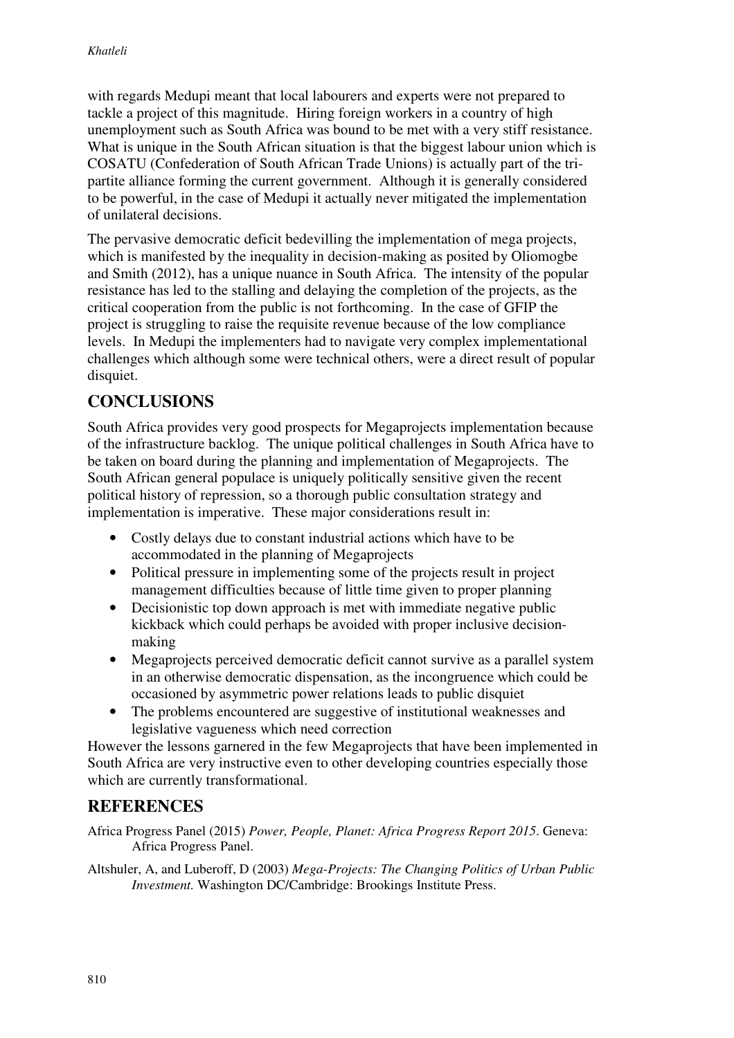with regards Medupi meant that local labourers and experts were not prepared to tackle a project of this magnitude. Hiring foreign workers in a country of high unemployment such as South Africa was bound to be met with a very stiff resistance. What is unique in the South African situation is that the biggest labour union which is COSATU (Confederation of South African Trade Unions) is actually part of the tri-partite alliance forming the current government. Although it is generally considered to be powerful, in the case of Medupi it actually never mitigated the implementation of unilateral decisions.

The pervasive democratic deficit bedevilling the implementation of mega projects, which is manifested by the inequality in decision-making as posited by Oliomogbe and Smith (2012), has a unique nuance in South Africa. The intensity of the popular resistance has led to the stalling and delaying the completion of the projects, as the critical cooperation from the public is not forthcoming. In the case of GFIP the project is struggling to raise the requisite revenue because of the low compliance levels. In Medupi the implementers had to navigate very complex implementational challenges which although some were technical others, were a direct result of popular disquiet.

## CONCLUSIONS

South Africa provides very good prospects for Megaprojects implementation because of the infrastructure backlog. The unique political challenges in South Africa have to be taken on board during the planning and implementation of Megaprojects. The South African general populace is uniquely politically sensitive given the recent political history of repression, so a thorough public consultation strategy and implementation is imperative. These major considerations result in:

- Costly delays due to constant industrial actions which have to be accommodated in the planning of Megaprojects
- Political pressure in implementing some of the projects result in project management difficulties because of little time given to proper planning
- Decisionistic top down approach is met with immediate negative public kickback which could perhaps be avoided with proper inclusive decision-making
- Megaprojects perceived democratic deficit cannot survive as a parallel system in an otherwise democratic dispensation, as the incongruence which could be occasioned by asymmetric power relations leads to public disquiet
- The problems encountered are suggestive of institutional weaknesses and legislative vagueness which need correction

However the lessons garnered in the few Megaprojects that have been implemented in South Africa are very instructive even to other developing countries especially those which are currently transformational.

## REFERENCES

Africa Progress Panel (2015) *Power, People, Planet: Africa Progress Report 2015*. Geneva: Africa Progress Panel.

Altshuler, A, and Luberoff, D (2003) *Mega-Projects: The Changing Politics of Urban Public Investment.* Washington DC/Cambridge: Brookings Institute Press.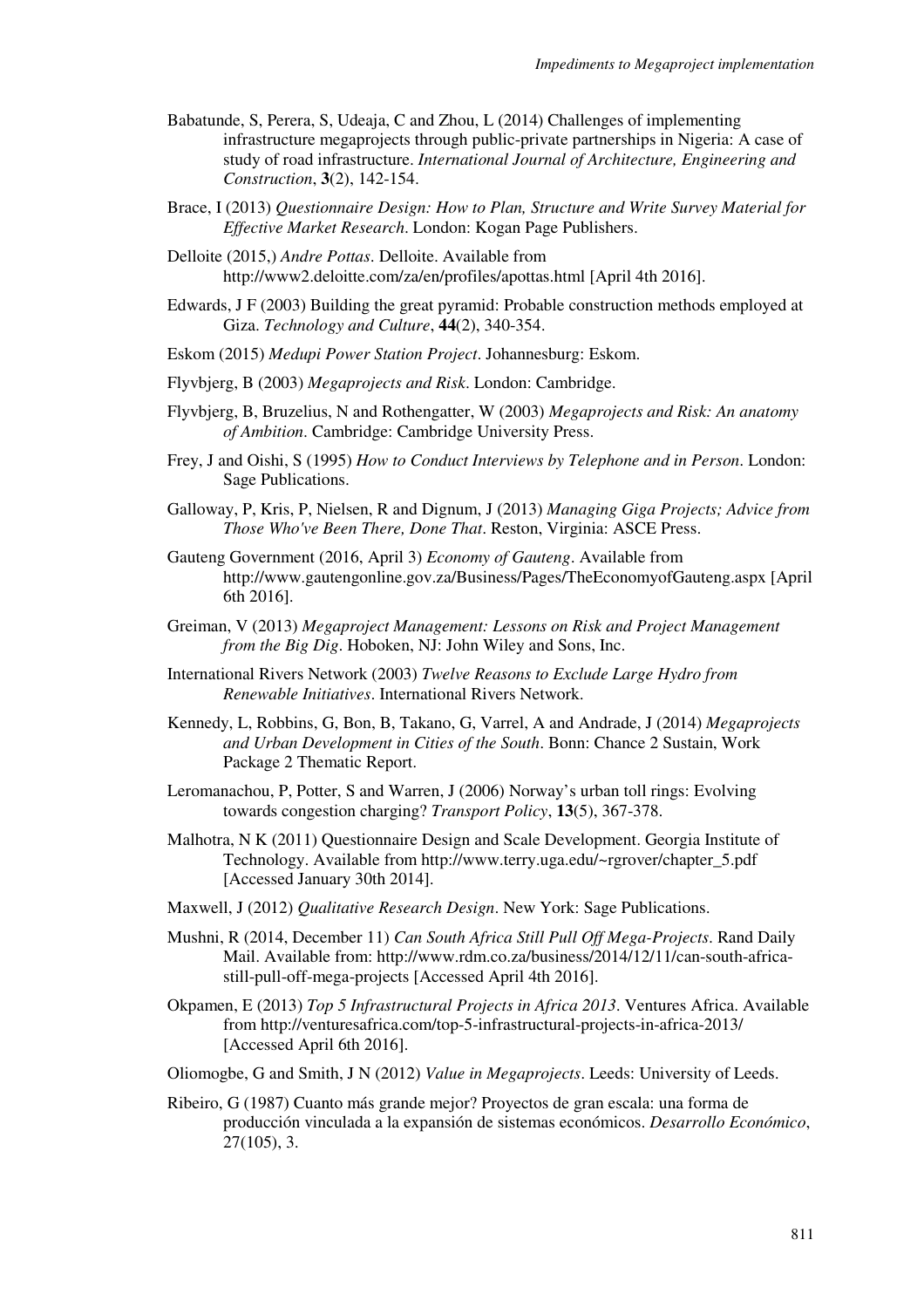Babatunde, S, Perera, S, Udeaja, C and Zhou, L (2014) Challenges of implementing infrastructure megaprojects through public-private partnerships in Nigeria: A case of study of road infrastructure. *International Journal of Architecture, Engineering and Construction*, **3**(2), 142-154.

Brace, I (2013) *Questionnaire Design: How to Plan, Structure and Write Survey Material for Effective Market Research*. London: Kogan Page Publishers.

Delloite (2015,) *Andre Pottas*. Delloite. Available from http://www2.deloitte.com/za/en/profiles/apottas.html [April 4th 2016].

Edwards, J F (2003) Building the great pyramid: Probable construction methods employed at Giza. *Technology and Culture*, **44**(2), 340-354.

Eskom (2015) *Medupi Power Station Project*. Johannesburg: Eskom.

Flyvbjerg, B (2003) *Megaprojects and Risk*. London: Cambridge.

Flyvbjerg, B, Bruzelius, N and Rothengatter, W (2003) *Megaprojects and Risk: An anatomy of Ambition*. Cambridge: Cambridge University Press.

Frey, J and Oishi, S (1995) *How to Conduct Interviews by Telephone and in Person*. London: Sage Publications.

Galloway, P, Kris, P, Nielsen, R and Dignum, J (2013) *Managing Giga Projects; Advice from Those Who've Been There, Done That*. Reston, Virginia: ASCE Press.

Gauteng Government (2016, April 3) *Economy of Gauteng*. Available from http://www.gautengonline.gov.za/Business/Pages/TheEconomyofGauteng.aspx [April 6th 2016].

Greiman, V (2013) *Megaproject Management: Lessons on Risk and Project Management from the Big Dig*. Hoboken, NJ: John Wiley and Sons, Inc.

International Rivers Network (2003) *Twelve Reasons to Exclude Large Hydro from Renewable Initiatives*. International Rivers Network.

Kennedy, L, Robbins, G, Bon, B, Takano, G, Varrel, A and Andrade, J (2014) *Megaprojects and Urban Development in Cities of the South*. Bonn: Chance 2 Sustain, Work Package 2 Thematic Report.

Leromanachou, P, Potter, S and Warren, J (2006) Norway's urban toll rings: Evolving towards congestion charging? *Transport Policy*, **13**(5), 367-378.

Malhotra, N K (2011) Questionnaire Design and Scale Development. Georgia Institute of Technology. Available from http://www.terry.uga.edu/~rgrover/chapter_5.pdf [Accessed January 30th 2014].

Maxwell, J (2012) *Qualitative Research Design*. New York: Sage Publications.

Mushni, R (2014, December 11) *Can South Africa Still Pull Off Mega-Projects*. Rand Daily Mail. Available from: http://www.rdm.co.za/business/2014/12/11/can-south-africa-still-pull-off-mega-projects [Accessed April 4th 2016].

Okpamen, E (2013) *Top 5 Infrastructural Projects in Africa 2013*. Ventures Africa. Available from http://venturesafrica.com/top-5-infrastructural-projects-in-africa-2013/ [Accessed April 6th 2016].

Oliomogbe, G and Smith, J N (2012) *Value in Megaprojects*. Leeds: University of Leeds.

Ribeiro, G (1987) Cuanto más grande mejor? Proyectos de gran escala: una forma de producción vinculada a la expansión de sistemas económicos. *Desarrollo Económico*, 27(105), 3.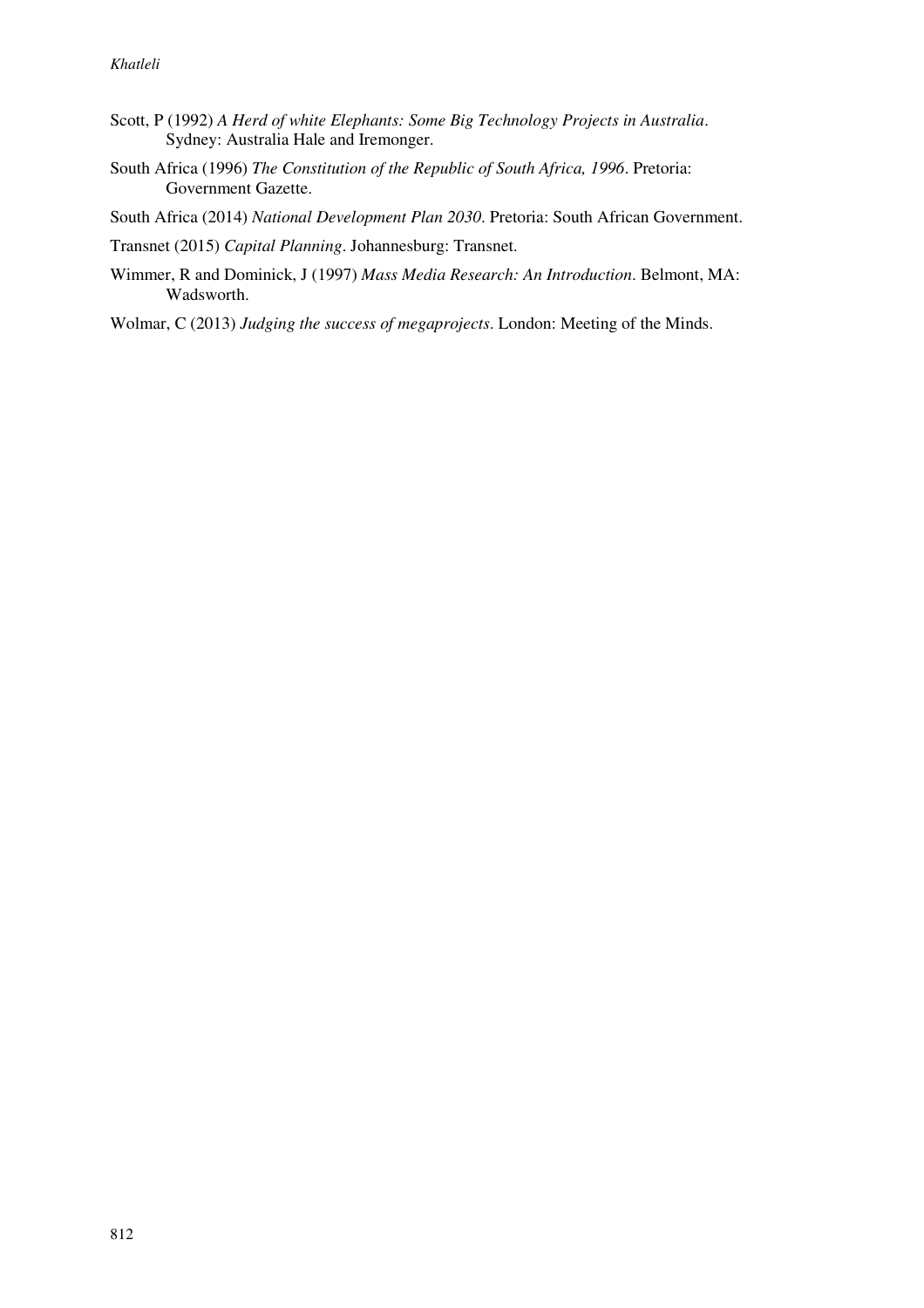Scott, P (1992) *A Herd of white Elephants: Some Big Technology Projects in Australia*. Sydney: Australia Hale and Iremonger.

South Africa (1996) *The Constitution of the Republic of South Africa, 1996*. Pretoria: Government Gazette.

South Africa (2014) *National Development Plan 2030*. Pretoria: South African Government.

Transnet (2015) *Capital Planning*. Johannesburg: Transnet.

Wimmer, R and Dominick, J (1997) *Mass Media Research: An Introduction*. Belmont, MA: Wadsworth.

Wolmar, C (2013) *Judging the success of megaprojects*. London: Meeting of the Minds.